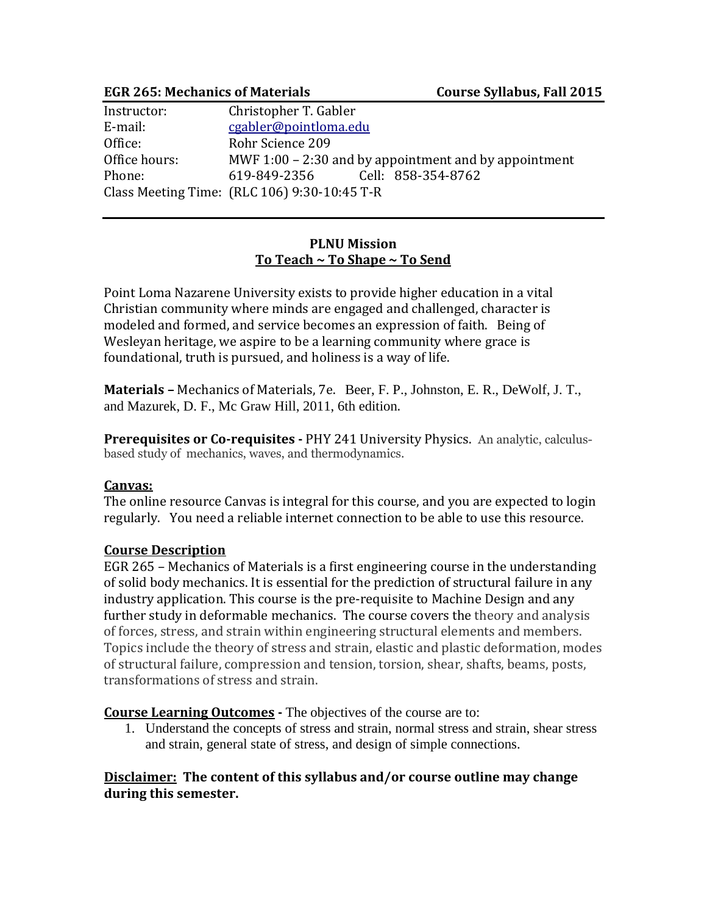**EGR 265: Mechanics of Materials** **Course Syllabus, Fall 2015**

| | |
|---|---|
| Instructor: | Christopher T. Gabler |
| E-mail: | cgabler@pointloma.edu |
| Office: | Rohr Science 209 |
| Office hours: | MWF 1:00 – 2:30 and by appointment and by appointment |
| Phone: | 619-849-2356 Cell: 858-354-8762 |

Class Meeting Time: (RLC 106) 9:30-10:45 T-R

## PLNU Mission
## To Teach ~ To Shape ~ To Send

Point Loma Nazarene University exists to provide higher education in a vital Christian community where minds are engaged and challenged, character is modeled and formed, and service becomes an expression of faith. Being of Wesleyan heritage, we aspire to be a learning community where grace is foundational, truth is pursued, and holiness is a way of life.

**Materials –** Mechanics of Materials, 7e. Beer, F. P., Johnston, E. R., DeWolf, J. T., and Mazurek, D. F., Mc Graw Hill, 2011, 6th edition.

**Prerequisites or Co-requisites -** PHY 241 University Physics. An analytic, calculus-based study of mechanics, waves, and thermodynamics.

**Canvas:**

The online resource Canvas is integral for this course, and you are expected to login regularly. You need a reliable internet connection to be able to use this resource.

**Course Description**

EGR 265 – Mechanics of Materials is a first engineering course in the understanding of solid body mechanics. It is essential for the prediction of structural failure in any industry application. This course is the pre-requisite to Machine Design and any further study in deformable mechanics. The course covers the theory and analysis of forces, stress, and strain within engineering structural elements and members. Topics include the theory of stress and strain, elastic and plastic deformation, modes of structural failure, compression and tension, torsion, shear, shafts, beams, posts, transformations of stress and strain.

**Course Learning Outcomes -** The objectives of the course are to:

1. Understand the concepts of stress and strain, normal stress and strain, shear stress and strain, general state of stress, and design of simple connections.

**Disclaimer: The content of this syllabus and/or course outline may change during this semester.**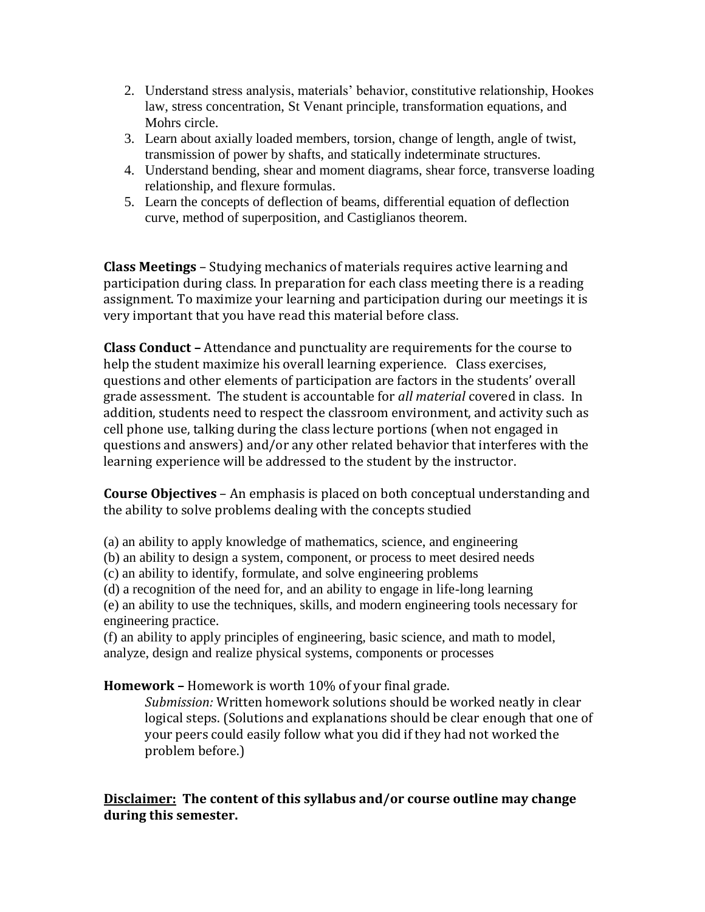2. Understand stress analysis, materials' behavior, constitutive relationship, Hookes law, stress concentration, St Venant principle, transformation equations, and Mohrs circle.
3. Learn about axially loaded members, torsion, change of length, angle of twist, transmission of power by shafts, and statically indeterminate structures.
4. Understand bending, shear and moment diagrams, shear force, transverse loading relationship, and flexure formulas.
5. Learn the concepts of deflection of beams, differential equation of deflection curve, method of superposition, and Castiglianos theorem.

**Class Meetings** – Studying mechanics of materials requires active learning and participation during class. In preparation for each class meeting there is a reading assignment. To maximize your learning and participation during our meetings it is very important that you have read this material before class.

**Class Conduct –** Attendance and punctuality are requirements for the course to help the student maximize his overall learning experience. Class exercises, questions and other elements of participation are factors in the students' overall grade assessment. The student is accountable for *all material* covered in class. In addition, students need to respect the classroom environment, and activity such as cell phone use, talking during the class lecture portions (when not engaged in questions and answers) and/or any other related behavior that interferes with the learning experience will be addressed to the student by the instructor.

**Course Objectives** – An emphasis is placed on both conceptual understanding and the ability to solve problems dealing with the concepts studied

(a) an ability to apply knowledge of mathematics, science, and engineering
(b) an ability to design a system, component, or process to meet desired needs
(c) an ability to identify, formulate, and solve engineering problems
(d) a recognition of the need for, and an ability to engage in life-long learning
(e) an ability to use the techniques, skills, and modern engineering tools necessary for engineering practice.
(f) an ability to apply principles of engineering, basic science, and math to model, analyze, design and realize physical systems, components or processes

**Homework –** Homework is worth 10% of your final grade.

*Submission:* Written homework solutions should be worked neatly in clear logical steps. (Solutions and explanations should be clear enough that one of your peers could easily follow what you did if they had not worked the problem before.)

**Disclaimer: The content of this syllabus and/or course outline may change during this semester.**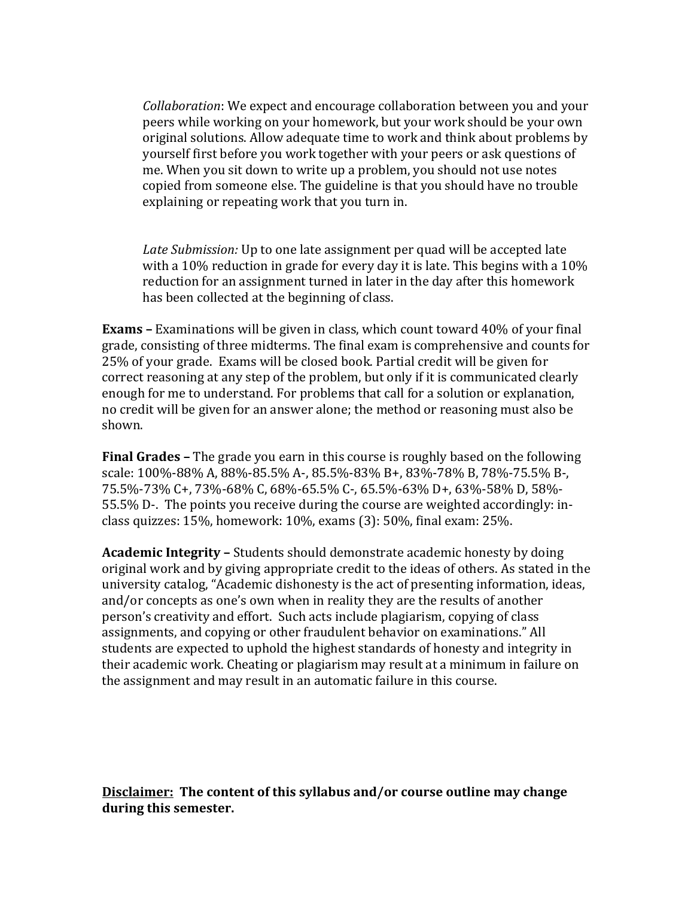*Collaboration*: We expect and encourage collaboration between you and your peers while working on your homework, but your work should be your own original solutions. Allow adequate time to work and think about problems by yourself first before you work together with your peers or ask questions of me. When you sit down to write up a problem, you should not use notes copied from someone else. The guideline is that you should have no trouble explaining or repeating work that you turn in.

*Late Submission:* Up to one late assignment per quad will be accepted late with a 10% reduction in grade for every day it is late. This begins with a 10% reduction for an assignment turned in later in the day after this homework has been collected at the beginning of class.

**Exams –** Examinations will be given in class, which count toward 40% of your final grade, consisting of three midterms. The final exam is comprehensive and counts for 25% of your grade. Exams will be closed book. Partial credit will be given for correct reasoning at any step of the problem, but only if it is communicated clearly enough for me to understand. For problems that call for a solution or explanation, no credit will be given for an answer alone; the method or reasoning must also be shown.

**Final Grades –** The grade you earn in this course is roughly based on the following scale: 100%-88% A, 88%-85.5% A-, 85.5%-83% B+, 83%-78% B, 78%-75.5% B-, 75.5%-73% C+, 73%-68% C, 68%-65.5% C-, 65.5%-63% D+, 63%-58% D, 58%-55.5% D-. The points you receive during the course are weighted accordingly: in-class quizzes: 15%, homework: 10%, exams (3): 50%, final exam: 25%.

**Academic Integrity –** Students should demonstrate academic honesty by doing original work and by giving appropriate credit to the ideas of others. As stated in the university catalog, "Academic dishonesty is the act of presenting information, ideas, and/or concepts as one's own when in reality they are the results of another person's creativity and effort. Such acts include plagiarism, copying of class assignments, and copying or other fraudulent behavior on examinations." All students are expected to uphold the highest standards of honesty and integrity in their academic work. Cheating or plagiarism may result at a minimum in failure on the assignment and may result in an automatic failure in this course.

**<u>Disclaimer:</u> The content of this syllabus and/or course outline may change during this semester.**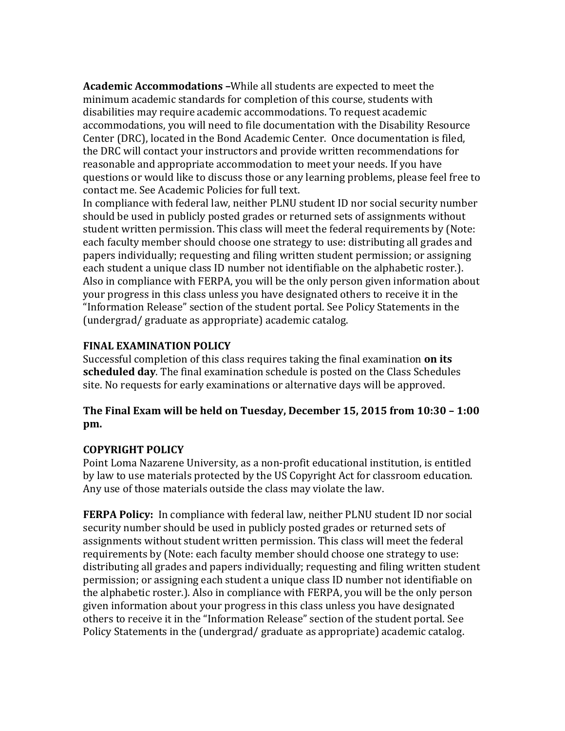**Academic Accommodations –**While all students are expected to meet the minimum academic standards for completion of this course, students with disabilities may require academic accommodations. To request academic accommodations, you will need to file documentation with the Disability Resource Center (DRC), located in the Bond Academic Center. Once documentation is filed, the DRC will contact your instructors and provide written recommendations for reasonable and appropriate accommodation to meet your needs. If you have questions or would like to discuss those or any learning problems, please feel free to contact me. See Academic Policies for full text.
In compliance with federal law, neither PLNU student ID nor social security number should be used in publicly posted grades or returned sets of assignments without student written permission. This class will meet the federal requirements by (Note: each faculty member should choose one strategy to use: distributing all grades and papers individually; requesting and filing written student permission; or assigning each student a unique class ID number not identifiable on the alphabetic roster.). Also in compliance with FERPA, you will be the only person given information about your progress in this class unless you have designated others to receive it in the "Information Release" section of the student portal. See Policy Statements in the (undergrad/ graduate as appropriate) academic catalog.

**FINAL EXAMINATION POLICY**
Successful completion of this class requires taking the final examination **on its scheduled day**. The final examination schedule is posted on the Class Schedules site. No requests for early examinations or alternative days will be approved.

**The Final Exam will be held on Tuesday, December 15, 2015 from 10:30 – 1:00 pm.**

**COPYRIGHT POLICY**
Point Loma Nazarene University, as a non-profit educational institution, is entitled by law to use materials protected by the US Copyright Act for classroom education. Any use of those materials outside the class may violate the law.

**FERPA Policy:** In compliance with federal law, neither PLNU student ID nor social security number should be used in publicly posted grades or returned sets of assignments without student written permission. This class will meet the federal requirements by (Note: each faculty member should choose one strategy to use: distributing all grades and papers individually; requesting and filing written student permission; or assigning each student a unique class ID number not identifiable on the alphabetic roster.). Also in compliance with FERPA, you will be the only person given information about your progress in this class unless you have designated others to receive it in the "Information Release" section of the student portal. See Policy Statements in the (undergrad/ graduate as appropriate) academic catalog.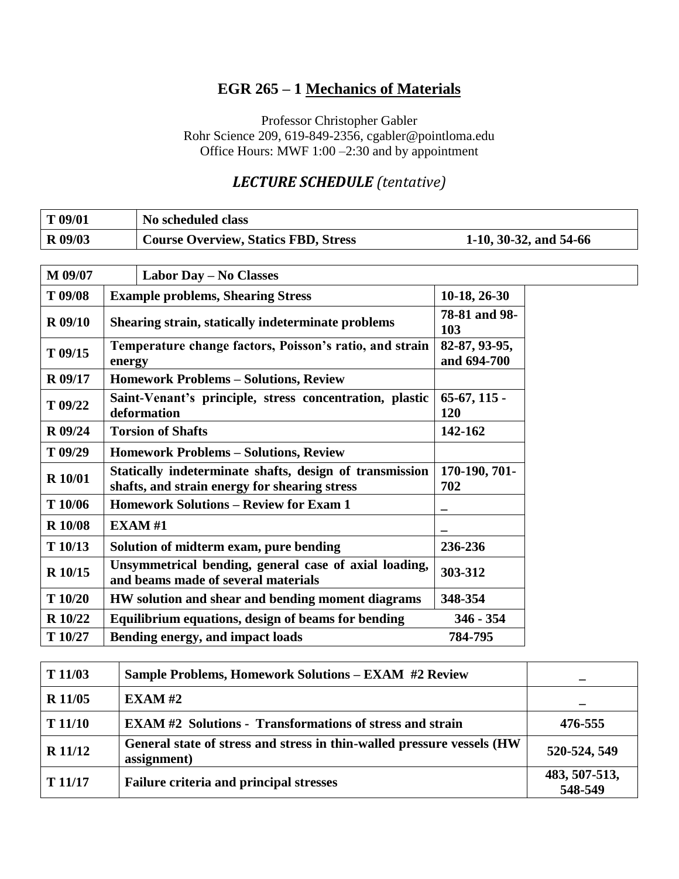## EGR 265 – 1 Mechanics of Materials

Professor Christopher Gabler
Rohr Science 209, 619-849-2356, cgabler@pointloma.edu
Office Hours: MWF 1:00 –2:30 and by appointment

### *LECTURE SCHEDULE (tentative)*

| | | |
|---|---|---|
| **T 09/01** | **No scheduled class** | |
| **R 09/03** | **Course Overview, Statics FBD, Stress** | **1-10, 30-32, and 54-66** |

| | | |
|---|---|---|
| **M 09/07** | **Labor Day – No Classes** | |
| **T 09/08** | **Example problems, Shearing Stress** | **10-18, 26-30** |
| **R 09/10** | **Shearing strain, statically indeterminate problems** | **78-81 and 98-103** |
| **T 09/15** | **Temperature change factors, Poisson's ratio, and strain energy** | **82-87, 93-95, and 694-700** |
| **R 09/17** | **Homework Problems – Solutions, Review** | |
| **T 09/22** | **Saint-Venant's principle, stress concentration, plastic deformation** | **65-67, 115 - 120** |
| **R 09/24** | **Torsion of Shafts** | **142-162** |
| **T 09/29** | **Homework Problems – Solutions, Review** | |
| **R 10/01** | **Statically indeterminate shafts, design of transmission shafts, and strain energy for shearing stress** | **170-190, 701-702** |
| **T 10/06** | **Homework Solutions – Review for Exam 1** | **_** |
| **R 10/08** | **EXAM #1** | **_** |
| **T 10/13** | **Solution of midterm exam, pure bending** | **236-236** |
| **R 10/15** | **Unsymmetrical bending, general case of axial loading, and beams made of several materials** | **303-312** |
| **T 10/20** | **HW solution and shear and bending moment diagrams** | **348-354** |
| **R 10/22** | **Equilibrium equations, design of beams for bending** | **346 - 354** |
| **T 10/27** | **Bending energy, and impact loads** | **784-795** |

| | | |
|---|---|---|
| **T 11/03** | **Sample Problems, Homework Solutions – EXAM #2 Review** | **_** |
| **R 11/05** | **EXAM #2** | **_** |
| **T 11/10** | **EXAM #2 Solutions - Transformations of stress and strain** | **476-555** |
| **R 11/12** | **General state of stress and stress in thin-walled pressure vessels (HW assignment)** | **520-524, 549** |
| **T 11/17** | **Failure criteria and principal stresses** | **483, 507-513, 548-549** |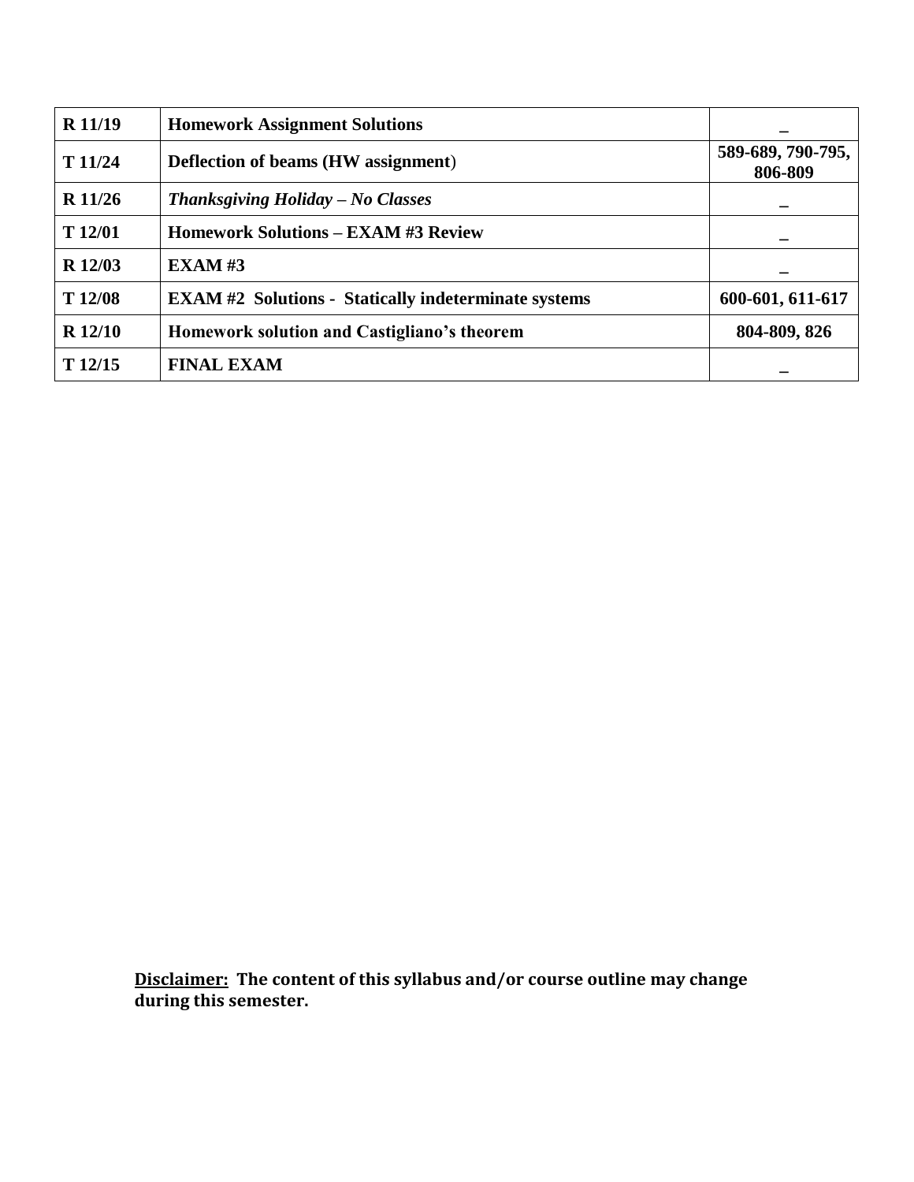| | | |
|---|---|---|
| **R 11/19** | **Homework Assignment Solutions** | – |
| **T 11/24** | **Deflection of beams (HW assignment)** | **589-689, 790-795, 806-809** |
| **R 11/26** | ***Thanksgiving Holiday – No Classes*** | – |
| **T 12/01** | **Homework Solutions – EXAM #3 Review** | – |
| **R 12/03** | **EXAM #3** | – |
| **T 12/08** | **EXAM #2 Solutions - Statically indeterminate systems** | **600-601, 611-617** |
| **R 12/10** | **Homework solution and Castigliano's theorem** | **804-809, 826** |
| **T 12/15** | **FINAL EXAM** | – |

**<u>Disclaimer:</u> The content of this syllabus and/or course outline may change during this semester.**